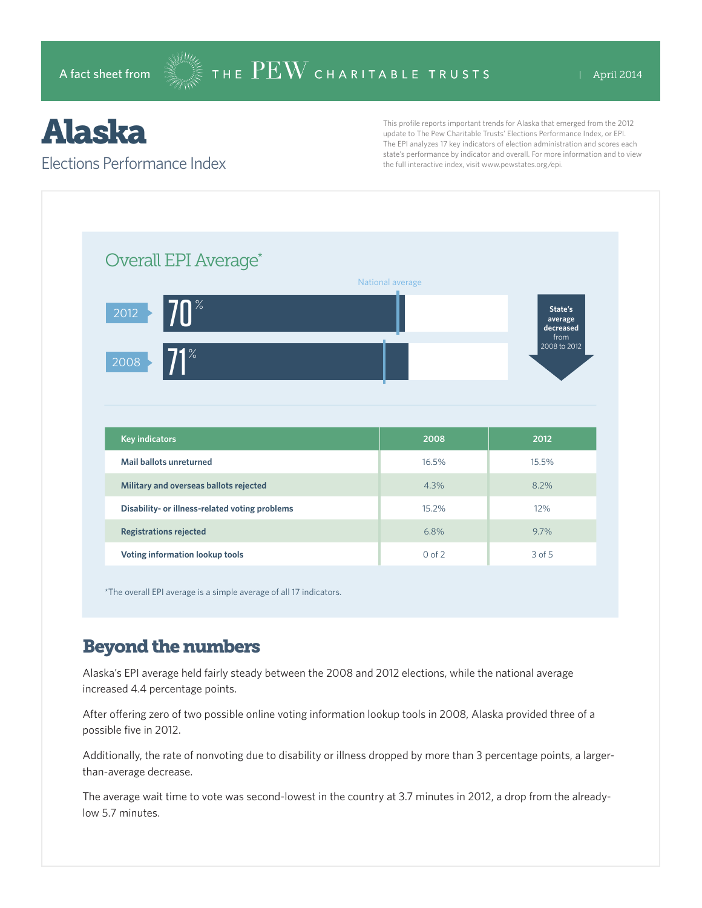A fact sheet from THE PEW CHARITABLE TRUSTS | April 2014

# Alaska

## Elections Performance Index

This profile reports important trends for Alaska that emerged from the 2012 update to The Pew Charitable Trusts' Elections Performance Index, or EPI. The EPI analyzes 17 key indicators of election administration and scores each state's performance by indicator and overall. For more information and to view the full interactive index, visit www.pewstates.org/epi.

### Overall EPI Average*

National average

2012: 70%

2008: 71%

State's average decreased from 2008 to 2012

| Key indicators | 2008 | 2012 |
|---|---|---|
| Mail ballots unreturned | 16.5% | 15.5% |
| Military and overseas ballots rejected | 4.3% | 8.2% |
| Disability- or illness-related voting problems | 15.2% | 12% |
| Registrations rejected | 6.8% | 9.7% |
| Voting information lookup tools | 0 of 2 | 3 of 5 |

*The overall EPI average is a simple average of all 17 indicators.

## Beyond the numbers

Alaska's EPI average held fairly steady between the 2008 and 2012 elections, while the national average increased 4.4 percentage points.

After offering zero of two possible online voting information lookup tools in 2008, Alaska provided three of a possible five in 2012.

Additionally, the rate of nonvoting due to disability or illness dropped by more than 3 percentage points, a larger-than-average decrease.

The average wait time to vote was second-lowest in the country at 3.7 minutes in 2012, a drop from the already-low 5.7 minutes.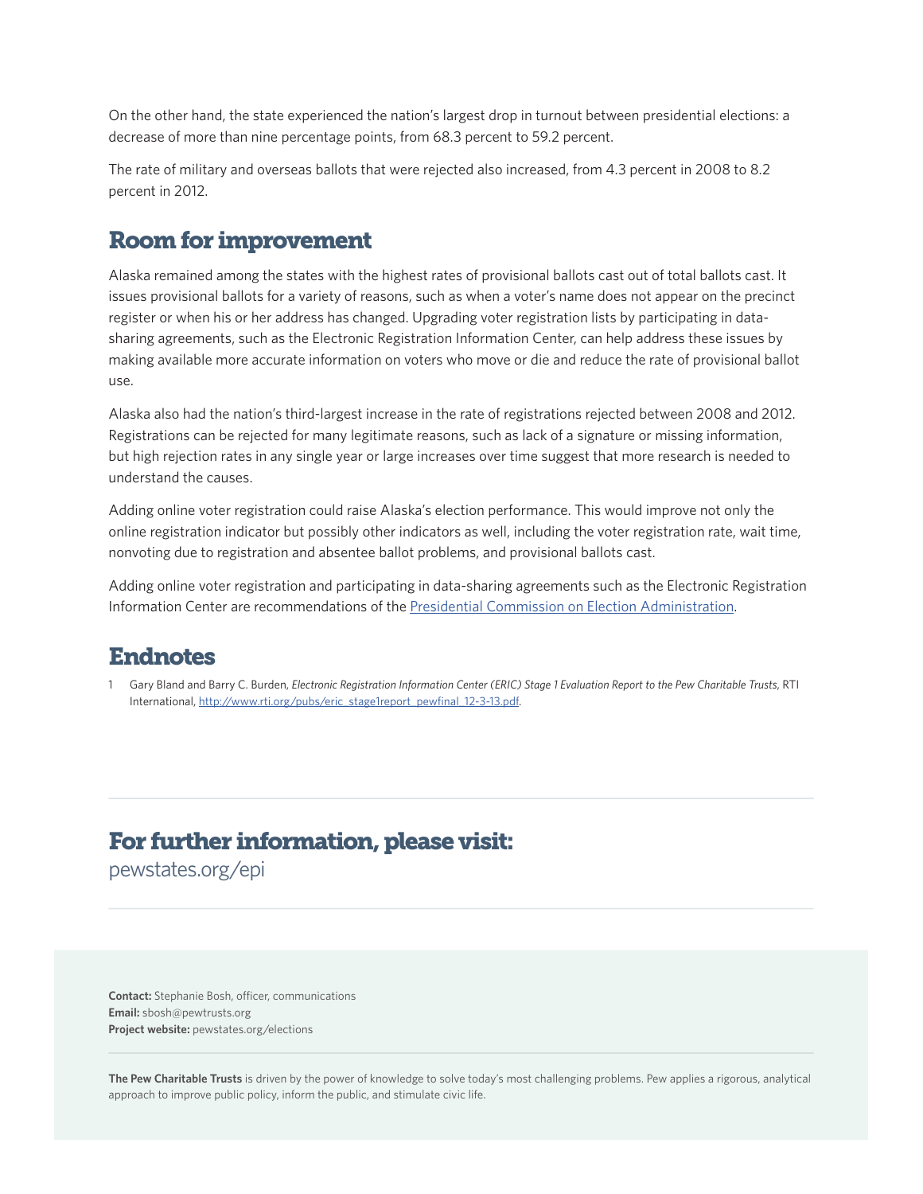On the other hand, the state experienced the nation's largest drop in turnout between presidential elections: a decrease of more than nine percentage points, from 68.3 percent to 59.2 percent.

The rate of military and overseas ballots that were rejected also increased, from 4.3 percent in 2008 to 8.2 percent in 2012.

## Room for improvement

Alaska remained among the states with the highest rates of provisional ballots cast out of total ballots cast. It issues provisional ballots for a variety of reasons, such as when a voter's name does not appear on the precinct register or when his or her address has changed. Upgrading voter registration lists by participating in data-sharing agreements, such as the Electronic Registration Information Center, can help address these issues by making available more accurate information on voters who move or die and reduce the rate of provisional ballot use.

Alaska also had the nation's third-largest increase in the rate of registrations rejected between 2008 and 2012. Registrations can be rejected for many legitimate reasons, such as lack of a signature or missing information, but high rejection rates in any single year or large increases over time suggest that more research is needed to understand the causes.

Adding online voter registration could raise Alaska's election performance. This would improve not only the online registration indicator but possibly other indicators as well, including the voter registration rate, wait time, nonvoting due to registration and absentee ballot problems, and provisional ballots cast.

Adding online voter registration and participating in data-sharing agreements such as the Electronic Registration Information Center are recommendations of the [Presidential Commission on Election Administration]().

## Endnotes

1 Gary Bland and Barry C. Burden, *Electronic Registration Information Center (ERIC) Stage 1 Evaluation Report to the Pew Charitable Trusts*, RTI International, http://www.rti.org/pubs/eric_stage1report_pewfinal_12-3-13.pdf.

## For further information, please visit:

pewstates.org/epi

**Contact:** Stephanie Bosh, officer, communications
**Email:** sbosh@pewtrusts.org
**Project website:** pewstates.org/elections

**The Pew Charitable Trusts** is driven by the power of knowledge to solve today's most challenging problems. Pew applies a rigorous, analytical approach to improve public policy, inform the public, and stimulate civic life.